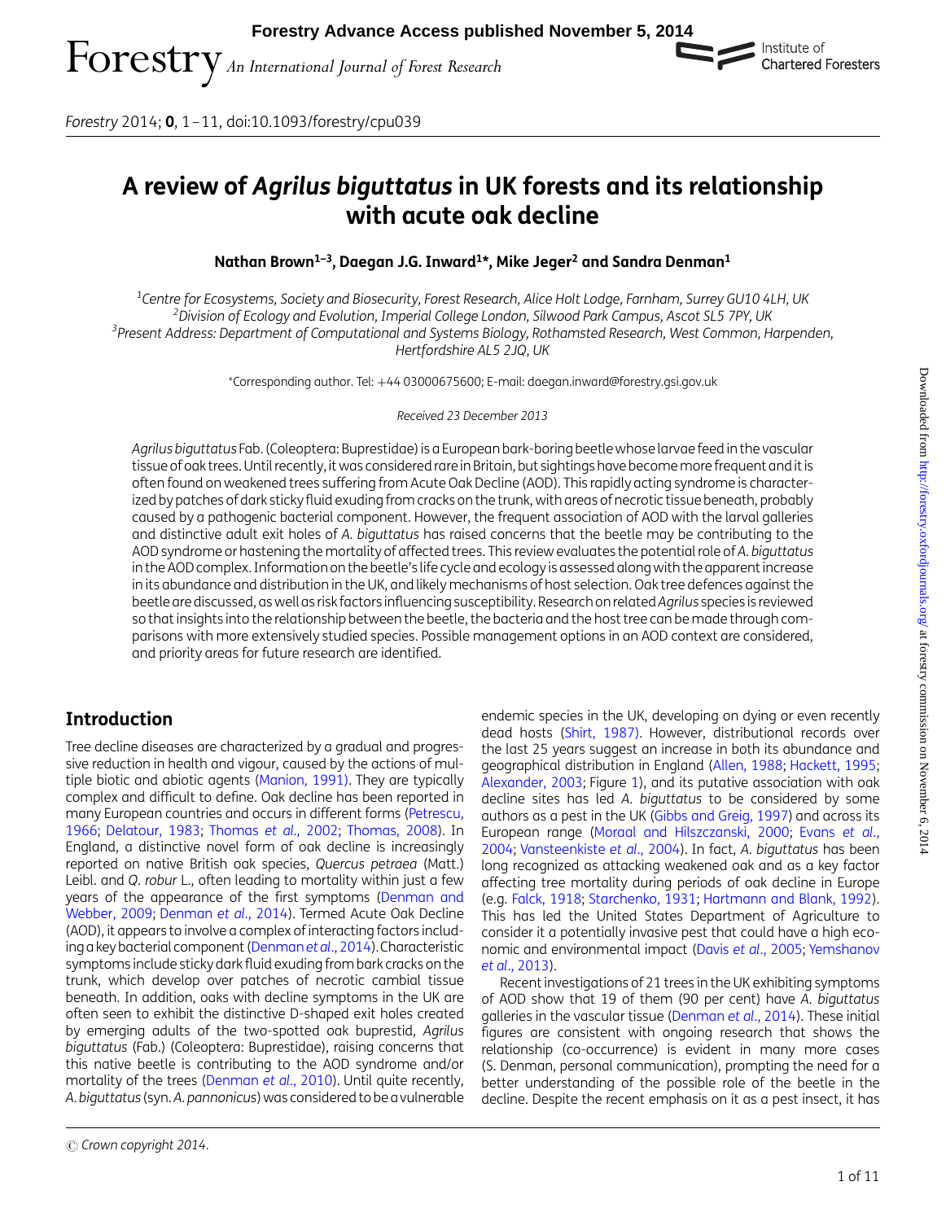# A review of *Agrilus biguttatus* in UK forests and its relationship with acute oak decline

**Nathan Brown[1–3], Daegan J.G. Inward[1]*, Mike Jeger[2] and Sandra Denman[1]**

[1]*Centre for Ecosystems, Society and Biosecurity, Forest Research, Alice Holt Lodge, Farnham, Surrey GU10 4LH, UK*
[2]*Division of Ecology and Evolution, Imperial College London, Silwood Park Campus, Ascot SL5 7PY, UK*
[3]*Present Address: Department of Computational and Systems Biology, Rothamsted Research, West Common, Harpenden, Hertfordshire AL5 2JQ, UK*

*Corresponding author. Tel: +44 03000675600; E-mail: daegan.inward@forestry.gsi.gov.uk

*Received 23 December 2013*

*Agrilus biguttatus* Fab. (Coleoptera: Buprestidae) is a European bark-boring beetle whose larvae feed in the vascular tissue of oak trees. Until recently, it was considered rare in Britain, but sightings have become more frequent and it is often found on weakened trees suffering from Acute Oak Decline (AOD). This rapidly acting syndrome is characterized by patches of dark sticky fluid exuding from cracks on the trunk, with areas of necrotic tissue beneath, probably caused by a pathogenic bacterial component. However, the frequent association of AOD with the larval galleries and distinctive adult exit holes of *A. biguttatus* has raised concerns that the beetle may be contributing to the AOD syndrome or hastening the mortality of affected trees. This review evaluates the potential role of *A. biguttatus* in the AOD complex. Information on the beetle's life cycle and ecology is assessed along with the apparent increase in its abundance and distribution in the UK, and likely mechanisms of host selection. Oak tree defences against the beetle are discussed, as well as risk factors influencing susceptibility. Research on related *Agrilus* species is reviewed so that insights into the relationship between the beetle, the bacteria and the host tree can be made through comparisons with more extensively studied species. Possible management options in an AOD context are considered, and priority areas for future research are identified.

## Introduction

Tree decline diseases are characterized by a gradual and progressive reduction in health and vigour, caused by the actions of multiple biotic and abiotic agents (Manion, 1991). They are typically complex and difficult to define. Oak decline has been reported in many European countries and occurs in different forms (Petrescu, 1966; Delatour, 1983; Thomas *et al.*, 2002; Thomas, 2008). In England, a distinctive novel form of oak decline is increasingly reported on native British oak species, *Quercus petraea* (Matt.) Leibl. and *Q. robur* L., often leading to mortality within just a few years of the appearance of the first symptoms (Denman and Webber, 2009; Denman *et al.*, 2014). Termed Acute Oak Decline (AOD), it appears to involve a complex of interacting factors including a key bacterial component (Denman *et al.*, 2014). Characteristic symptoms include sticky dark fluid exuding from bark cracks on the trunk, which develop over patches of necrotic cambial tissue beneath. In addition, oaks with decline symptoms in the UK are often seen to exhibit the distinctive D-shaped exit holes created by emerging adults of the two-spotted oak buprestid, *Agrilus biguttatus* (Fab.) (Coleoptera: Buprestidae), raising concerns that this native beetle is contributing to the AOD syndrome and/or mortality of the trees (Denman *et al.*, 2010). Until quite recently, *A. biguttatus* (syn. *A. pannonicus*) was considered to be a vulnerable endemic species in the UK, developing on dying or even recently dead hosts (Shirt, 1987). However, distributional records over the last 25 years suggest an increase in both its abundance and geographical distribution in England (Allen, 1988; Hackett, 1995; Alexander, 2003; Figure 1), and its putative association with oak decline sites has led *A. biguttatus* to be considered by some authors as a pest in the UK (Gibbs and Greig, 1997) and across its European range (Moraal and Hilszczanski, 2000; Evans *et al.*, 2004; Vansteenkiste *et al.*, 2004). In fact, *A. biguttatus* has been long recognized as attacking weakened oak and as a key factor affecting tree mortality during periods of oak decline in Europe (e.g. Falck, 1918; Starchenko, 1931; Hartmann and Blank, 1992). This has led the United States Department of Agriculture to consider it a potentially invasive pest that could have a high economic and environmental impact (Davis *et al.*, 2005; Yemshanov *et al.*, 2013).

Recent investigations of 21 trees in the UK exhibiting symptoms of AOD show that 19 of them (90 per cent) have *A. biguttatus* galleries in the vascular tissue (Denman *et al.*, 2014). These initial figures are consistent with ongoing research that shows the relationship (co-occurrence) is evident in many more cases (S. Denman, personal communication), prompting the need for a better understanding of the possible role of the beetle in the decline. Despite the recent emphasis on it as a pest insect, it has

© Crown copyright 2014.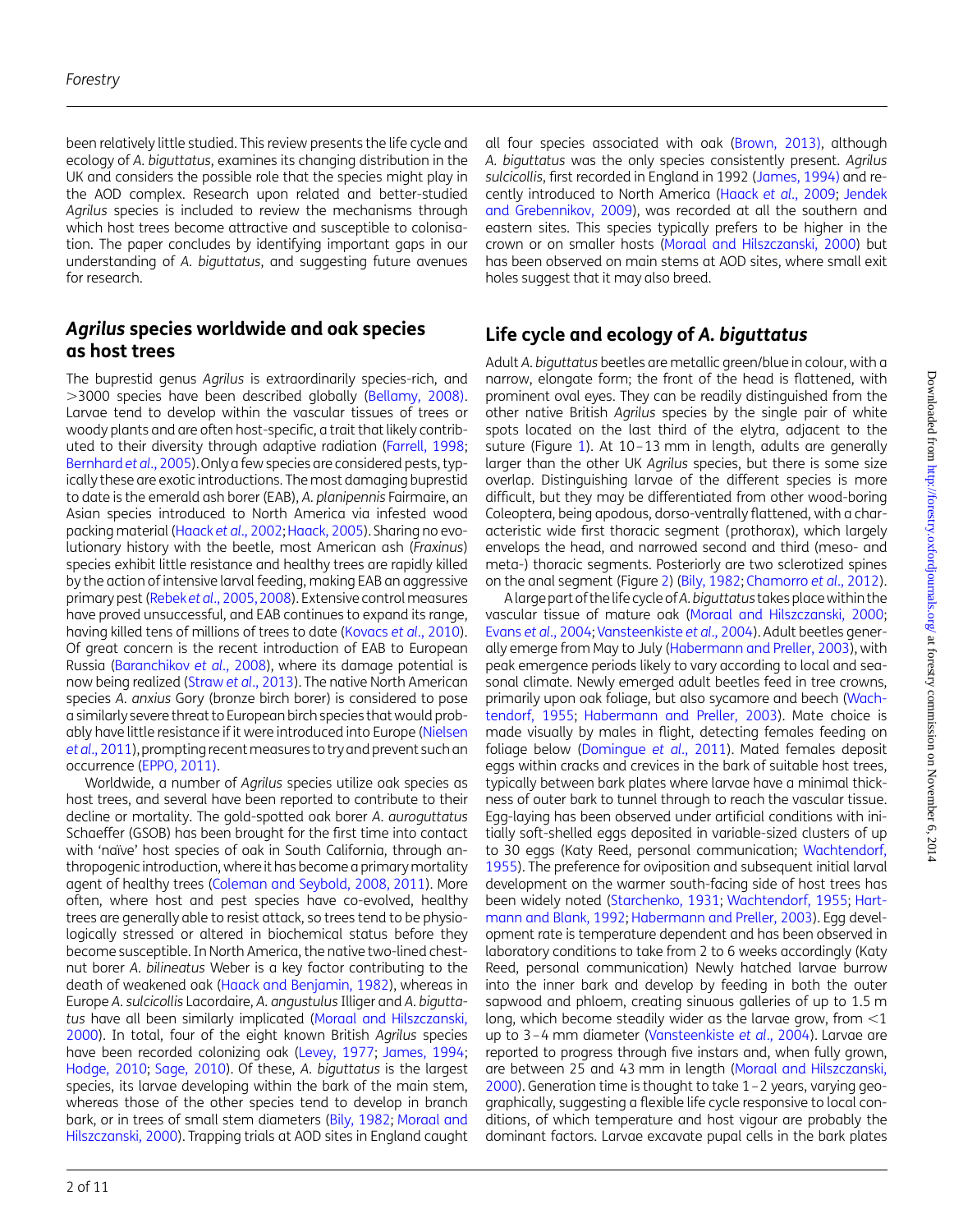been relatively little studied. This review presents the life cycle and ecology of *A. biguttatus*, examines its changing distribution in the UK and considers the possible role that the species might play in the AOD complex. Research upon related and better-studied *Agrilus* species is included to review the mechanisms through which host trees become attractive and susceptible to colonisation. The paper concludes by identifying important gaps in our understanding of *A. biguttatus*, and suggesting future avenues for research.

## *Agrilus* species worldwide and oak species as host trees

The buprestid genus *Agrilus* is extraordinarily species-rich, and >3000 species have been described globally (Bellamy, 2008). Larvae tend to develop within the vascular tissues of trees or woody plants and are often host-specific, a trait that likely contributed to their diversity through adaptive radiation (Farrell, 1998; Bernhard *et al*., 2005). Only a few species are considered pests, typically these are exotic introductions. The most damaging buprestid to date is the emerald ash borer (EAB), *A. planipennis* Fairmaire, an Asian species introduced to North America via infested wood packing material (Haack *et al*., 2002; Haack, 2005). Sharing no evolutionary history with the beetle, most American ash (*Fraxinus*) species exhibit little resistance and healthy trees are rapidly killed by the action of intensive larval feeding, making EAB an aggressive primary pest (Rebek *et al*., 2005, 2008). Extensive control measures have proved unsuccessful, and EAB continues to expand its range, having killed tens of millions of trees to date (Kovacs *et al*., 2010). Of great concern is the recent introduction of EAB to European Russia (Baranchikov *et al*., 2008), where its damage potential is now being realized (Straw *et al*., 2013). The native North American species *A. anxius* Gory (bronze birch borer) is considered to pose a similarly severe threat to European birch species that would probably have little resistance if it were introduced into Europe (Nielsen *et al*., 2011), prompting recent measures to try and prevent such an occurrence (EPPO, 2011).

Worldwide, a number of *Agrilus* species utilize oak species as host trees, and several have been reported to contribute to their decline or mortality. The gold-spotted oak borer *A. auroguttatus* Schaeffer (GSOB) has been brought for the first time into contact with 'naïve' host species of oak in South California, through anthropogenic introduction, where it has become a primary mortality agent of healthy trees (Coleman and Seybold, 2008, 2011). More often, where host and pest species have co-evolved, healthy trees are generally able to resist attack, so trees tend to be physiologically stressed or altered in biochemical status before they become susceptible. In North America, the native two-lined chestnut borer *A. bilineatus* Weber is a key factor contributing to the death of weakened oak (Haack and Benjamin, 1982), whereas in Europe *A. sulcicollis* Lacordaire, *A. angustulus* Illiger and *A. biguttatus* have all been similarly implicated (Moraal and Hilszczanski, 2000). In total, four of the eight known British *Agrilus* species have been recorded colonizing oak (Levey, 1977; James, 1994; Hodge, 2010; Sage, 2010). Of these, *A. biguttatus* is the largest species, its larvae developing within the bark of the main stem, whereas those of the other species tend to develop in branch bark, or in trees of small stem diameters (Bily, 1982; Moraal and Hilszczanski, 2000). Trapping trials at AOD sites in England caught all four species associated with oak (Brown, 2013), although *A. biguttatus* was the only species consistently present. *Agrilus sulcicollis*, first recorded in England in 1992 (James, 1994) and recently introduced to North America (Haack *et al*., 2009; Jendek and Grebennikov, 2009), was recorded at all the southern and eastern sites. This species typically prefers to be higher in the crown or on smaller hosts (Moraal and Hilszczanski, 2000) but has been observed on main stems at AOD sites, where small exit holes suggest that it may also breed.

## Life cycle and ecology of *A. biguttatus*

Adult *A. biguttatus* beetles are metallic green/blue in colour, with a narrow, elongate form; the front of the head is flattened, with prominent oval eyes. They can be readily distinguished from the other native British *Agrilus* species by the single pair of white spots located on the last third of the elytra, adjacent to the suture (Figure 1). At 10–13 mm in length, adults are generally larger than the other UK *Agrilus* species, but there is some size overlap. Distinguishing larvae of the different species is more difficult, but they may be differentiated from other wood-boring Coleoptera, being apodous, dorso-ventrally flattened, with a characteristic wide first thoracic segment (prothorax), which largely envelops the head, and narrowed second and third (meso- and meta-) thoracic segments. Posteriorly are two sclerotized spines on the anal segment (Figure 2) (Bily, 1982; Chamorro *et al*., 2012).

A large part of the life cycle of *A. biguttatus* takes place within the vascular tissue of mature oak (Moraal and Hilszczanski, 2000; Evans *et al*., 2004; Vansteenkiste *et al*., 2004). Adult beetles generally emerge from May to July (Habermann and Preller, 2003), with peak emergence periods likely to vary according to local and seasonal climate. Newly emerged adult beetles feed in tree crowns, primarily upon oak foliage, but also sycamore and beech (Wachtendorf, 1955; Habermann and Preller, 2003). Mate choice is made visually by males in flight, detecting females feeding on foliage below (Domingue *et al*., 2011). Mated females deposit eggs within cracks and crevices in the bark of suitable host trees, typically between bark plates where larvae have a minimal thickness of outer bark to tunnel through to reach the vascular tissue. Egg-laying has been observed under artificial conditions with initially soft-shelled eggs deposited in variable-sized clusters of up to 30 eggs (Katy Reed, personal communication; Wachtendorf, 1955). The preference for oviposition and subsequent initial larval development on the warmer south-facing side of host trees has been widely noted (Starchenko, 1931; Wachtendorf, 1955; Hartmann and Blank, 1992; Habermann and Preller, 2003). Egg development rate is temperature dependent and has been observed in laboratory conditions to take from 2 to 6 weeks accordingly (Katy Reed, personal communication) Newly hatched larvae burrow into the inner bark and develop by feeding in both the outer sapwood and phloem, creating sinuous galleries of up to 1.5 m long, which become steadily wider as the larvae grow, from <1 up to 3–4 mm diameter (Vansteenkiste *et al*., 2004). Larvae are reported to progress through five instars and, when fully grown, are between 25 and 43 mm in length (Moraal and Hilszczanski, 2000). Generation time is thought to take 1–2 years, varying geographically, suggesting a flexible life cycle responsive to local conditions, of which temperature and host vigour are probably the dominant factors. Larvae excavate pupal cells in the bark plates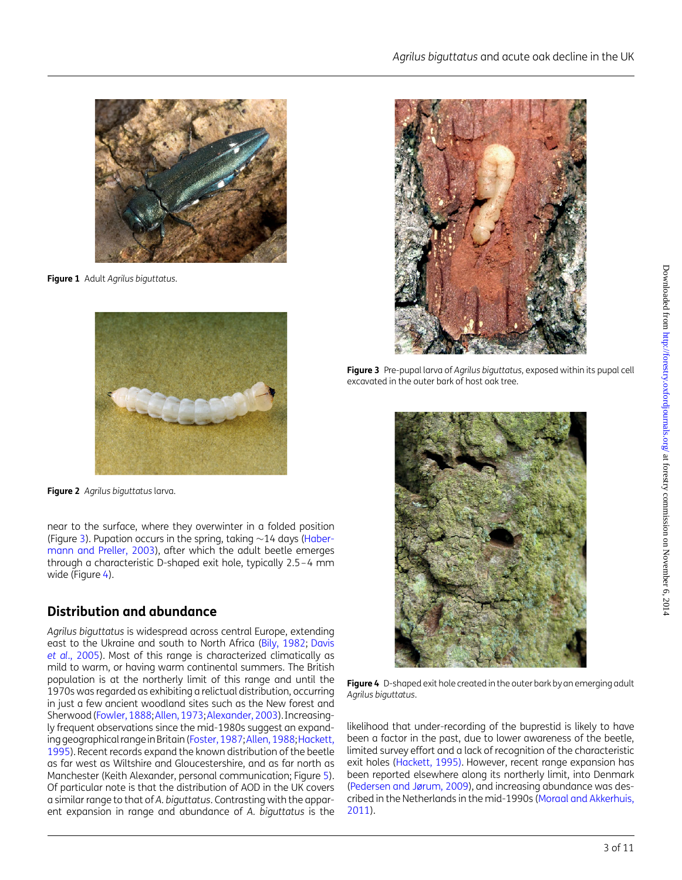Figure 1  Adult *Agrilus biguttatus*.

Figure 2  *Agrilus biguttatus* larva.

Figure 3  Pre-pupal larva of *Agrilus biguttatus*, exposed within its pupal cell excavated in the outer bark of host oak tree.

Figure 4  D-shaped exit hole created in the outer bark by an emerging adult *Agrilus biguttatus*.

near to the surface, where they overwinter in a folded position (Figure 3). Pupation occurs in the spring, taking ~14 days (Habermann and Preller, 2003), after which the adult beetle emerges through a characteristic D-shaped exit hole, typically 2.5–4 mm wide (Figure 4).

## Distribution and abundance

*Agrilus biguttatus* is widespread across central Europe, extending east to the Ukraine and south to North Africa (Bily, 1982; Davis *et al.*, 2005). Most of this range is characterized climatically as mild to warm, or having warm continental summers. The British population is at the northerly limit of this range and until the 1970s was regarded as exhibiting a relictual distribution, occurring in just a few ancient woodland sites such as the New forest and Sherwood (Fowler, 1888; Allen, 1973; Alexander, 2003). Increasingly frequent observations since the mid-1980s suggest an expanding geographical range in Britain (Foster, 1987; Allen, 1988; Hackett, 1995). Recent records expand the known distribution of the beetle as far west as Wiltshire and Gloucestershire, and as far north as Manchester (Keith Alexander, personal communication; Figure 5). Of particular note is that the distribution of AOD in the UK covers a similar range to that of *A. biguttatus*. Contrasting with the apparent expansion in range and abundance of *A. biguttatus* is the likelihood that under-recording of the buprestid is likely to have been a factor in the past, due to lower awareness of the beetle, limited survey effort and a lack of recognition of the characteristic exit holes (Hackett, 1995). However, recent range expansion has been reported elsewhere along its northerly limit, into Denmark (Pedersen and Jørum, 2009), and increasing abundance was described in the Netherlands in the mid-1990s (Moraal and Akkerhuis, 2011).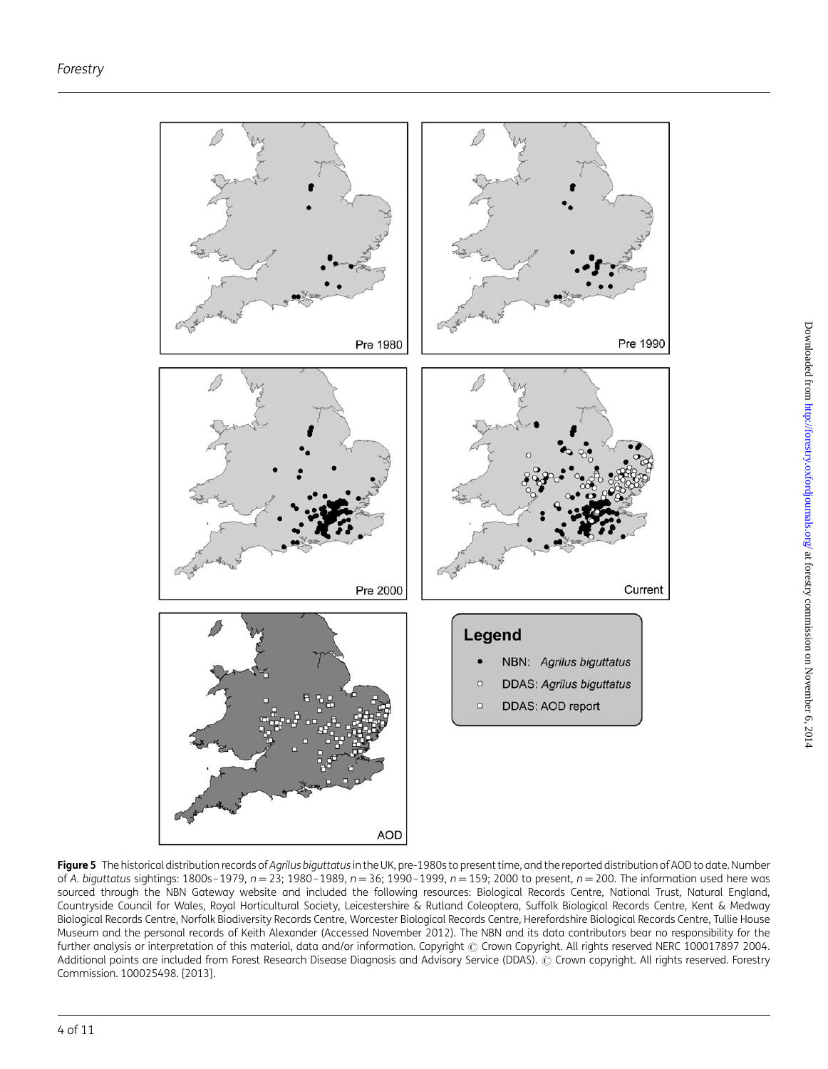**Figure 5** The historical distribution records of *Agrilus biguttatus* in the UK, pre-1980s to present time, and the reported distribution of AOD to date. Number of *A. biguttatus* sightings: 1800s–1979, $n = 23$; 1980–1989, $n = 36$; 1990–1999, $n = 159$; 2000 to present, $n = 200$. The information used here was sourced through the NBN Gateway website and included the following resources: Biological Records Centre, National Trust, Natural England, Countryside Council for Wales, Royal Horticultural Society, Leicestershire & Rutland Coleoptera, Suffolk Biological Records Centre, Kent & Medway Biological Records Centre, Norfolk Biodiversity Records Centre, Worcester Biological Records Centre, Herefordshire Biological Records Centre, Tullie House Museum and the personal records of Keith Alexander (Accessed November 2012). The NBN and its data contributors bear no responsibility for the further analysis or interpretation of this material, data and/or information. Copyright © Crown Copyright. All rights reserved NERC 100017897 2004. Additional points are included from Forest Research Disease Diagnosis and Advisory Service (DDAS). © Crown copyright. All rights reserved. Forestry Commission. 100025498. [2013].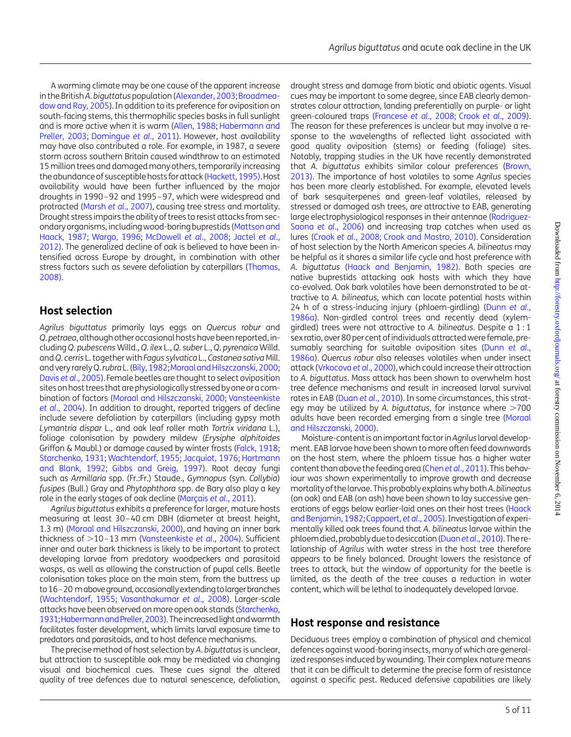A warming climate may be one cause of the apparent increase in the British *A. biguttatus* population (Alexander, 2003; Broadmeadow and Ray, 2005). In addition to its preference for oviposition on south-facing stems, this thermophilic species basks in full sunlight and is more active when it is warm (Allen, 1988; Habermann and Preller, 2003; Domingue *et al*., 2011). However, host availability may have also contributed a role. For example, in 1987, a severe storm across southern Britain caused windthrow to an estimated 15 million trees and damaged many others, temporarily increasing the abundance of susceptible hosts for attack (Hackett, 1995). Host availability would have been further influenced by the major droughts in 1990–92 and 1995–97, which were widespread and protracted (Marsh *et al*., 2007), causing tree stress and mortality. Drought stress impairs the ability of trees to resist attacks from secondary organisms, including wood-boring buprestids (Mattson and Haack, 1987; Wargo, 1996; McDowell *et al*., 2008; Jactel *et al*., 2012). The generalized decline of oak is believed to have been intensified across Europe by drought, in combination with other stress factors such as severe defoliation by caterpillars (Thomas, 2008).

## Host selection

*Agrilus biguttatus* primarily lays eggs on *Quercus robur* and *Q. petraea*, although other occasional hosts have been reported, including *Q. pubescens* Willd., *Q. ilex* L., *Q. suber* L., *Q. pyrenaica* Willd. and *Q. cerris* L. together with *Fagus sylvatica* L., *Castanea sativa* Mill. and very rarely *Q. rubra* L. (Bily, 1982; Moraal and Hilszczanski, 2000; Davis *et al*., 2005). Female beetles are thought to select oviposition sites on host trees that are physiologically stressed by one or a combination of factors (Moraal and Hilszczanski, 2000; Vansteenkiste *et al*., 2004). In addition to drought, reported triggers of decline include severe defoliation by caterpillars (including gypsy moth *Lymantria dispar* L., and oak leaf roller moth *Tortrix viridana* L.), foliage colonisation by powdery mildew (*Erysiphe alphitoides* Griffon & Maubl.) or damage caused by winter frosts (Falck, 1918; Starchenko, 1931; Wachtendorf, 1955; Jacquiot, 1976; Hartmann and Blank, 1992; Gibbs and Greig, 1997). Root decay fungi such as *Armillaria* spp. (Fr.:Fr.) Staude., *Gymnopus* (syn. *Collybia*) *fusipes* (Bull.) Gray and *Phytophthora* spp. de Bary also play a key role in the early stages of oak decline (Marçais *et al*., 2011).

*Agrilus biguttatus* exhibits a preference for larger, mature hosts measuring at least 30–40 cm DBH (diameter at breast height, 1.3 m) (Moraal and Hilszczanski, 2000), and having an inner bark thickness of >10–13 mm (Vansteenkiste *et al*., 2004). Sufficient inner and outer bark thickness is likely to be important to protect developing larvae from predatory woodpeckers and parasitoid wasps, as well as allowing the construction of pupal cells. Beetle colonisation takes place on the main stem, from the buttress up to 16–20 m above ground, occasionally extending to larger branches (Wachtendorf, 1955; Vasanthakumar *et al*., 2008). Larger-scale attacks have been observed on more open oak stands (Starchenko, 1931; Habermann and Preller, 2003). The increased light and warmth facilitates faster development, which limits larval exposure time to predators and parasitoids, and to host defence mechanisms.

The precise method of host selection by *A. biguttatus* is unclear, but attraction to susceptible oak may be mediated via changing visual and biochemical cues. These cues signal the altered quality of tree defences due to natural senescence, defoliation, drought stress and damage from biotic and abiotic agents. Visual cues may be important to some degree, since EAB clearly demonstrates colour attraction, landing preferentially on purple- or light green-coloured traps (Francese *et al*., 2008; Crook *et al*., 2009). The reason for these preferences is unclear but may involve a response to the wavelengths of reflected light associated with good quality oviposition (stems) or feeding (foliage) sites. Notably, trapping studies in the UK have recently demonstrated that *A. biguttatus* exhibits similar colour preferences (Brown, 2013). The importance of host volatiles to some *Agrilus* species has been more clearly established. For example, elevated levels of bark sesquiterpenes and green-leaf volatiles, released by stressed or damaged ash trees, are attractive to EAB, generating large electrophysiological responses in their antennae (Rodriguez-Saona *et al*., 2006) and increasing trap catches when used as lures (Crook *et al*., 2008; Crook and Mastro, 2010). Consideration of host selection by the North American species *A. bilineatus* may be helpful as it shares a similar life cycle and host preference with *A. biguttatus* (Haack and Benjamin, 1982). Both species are native buprestids attacking oak hosts with which they have co-evolved. Oak bark volatiles have been demonstrated to be attractive to *A. bilineatus*, which can locate potential hosts within 24 h of a stress-inducing injury (phloem-girdling) (Dunn *et al*., 1986a). Non-girdled control trees and recently dead (xylem-girdled) trees were not attractive to *A. bilineatus*. Despite a 1 : 1 sex ratio, over 80 per cent of individuals attracted were female, presumably searching for suitable oviposition sites (Dunn *et al*., 1986a). *Quercus robur* also releases volatiles when under insect attack (Vrkocova *et al*., 2000), which could increase their attraction to *A. biguttatus*. Mass attack has been shown to overwhelm host tree defence mechanisms and result in increased larval survival rates in EAB (Duan *et al*., 2010). In some circumstances, this strategy may be utilized by *A. biguttatus*, for instance where >700 adults have been recorded emerging from a single tree (Moraal and Hilszczanski, 2000).

Moisture-content is an important factor in *Agrilus* larval development. EAB larvae have been shown to more often feed downwards on the host stem, where the phloem tissue has a higher water content than above the feeding area (Chen *et al*., 2011). This behaviour was shown experimentally to improve growth and decrease mortality of the larvae. This probably explains why both *A. bilineatus* (on oak) and EAB (on ash) have been shown to lay successive generations of eggs below earlier-laid ones on their host trees (Haack and Benjamin, 1982; Cappaert, *et al*., 2005). Investigation of experimentally killed oak trees found that *A. bilineatus* larvae within the phloem died, probably due to desiccation (Duan *et al*., 2010). The relationship of *Agrilus* with water stress in the host tree therefore appears to be finely balanced. Drought lowers the resistance of trees to attack, but the window of opportunity for the beetle is limited, as the death of the tree causes a reduction in water content, which will be lethal to inadequately developed larvae.

## Host response and resistance

Deciduous trees employ a combination of physical and chemical defences against wood-boring insects, many of which are generalized responses induced by wounding. Their complex nature means that it can be difficult to determine the precise form of resistance against a specific pest. Reduced defensive capabilities are likely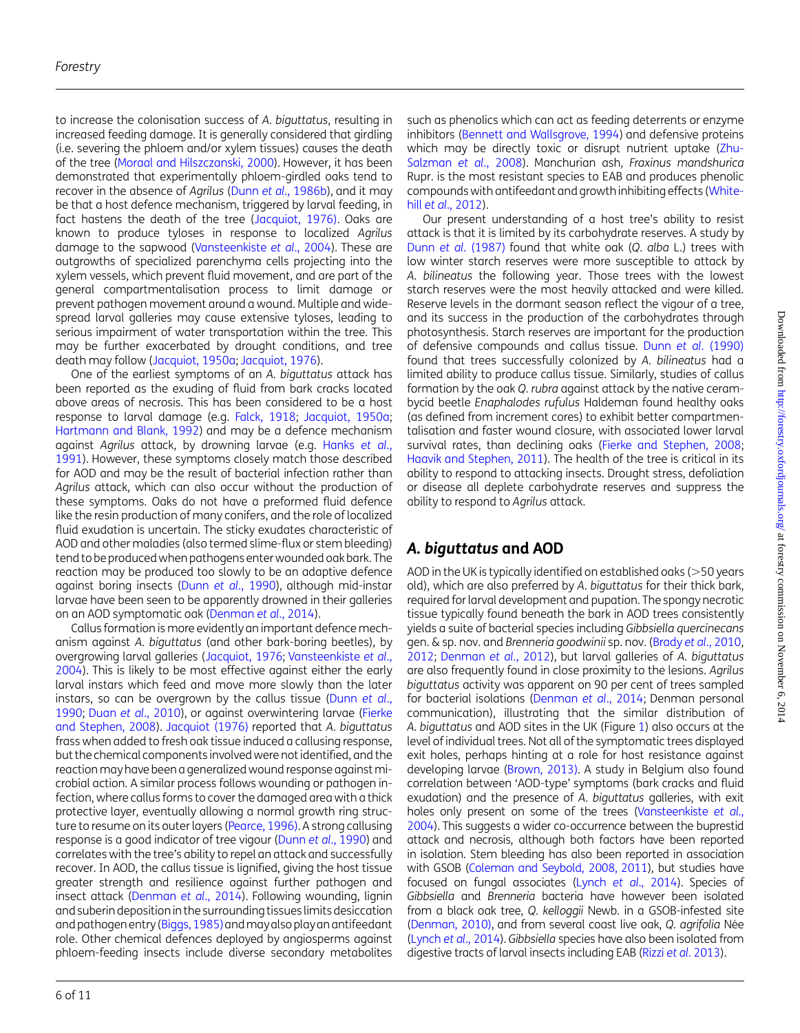to increase the colonisation success of *A. biguttatus*, resulting in increased feeding damage. It is generally considered that girdling (i.e. severing the phloem and/or xylem tissues) causes the death of the tree (Moraal and Hilszczanski, 2000). However, it has been demonstrated that experimentally phloem-girdled oaks tend to recover in the absence of *Agrilus* (Dunn *et al*., 1986b), and it may be that a host defence mechanism, triggered by larval feeding, in fact hastens the death of the tree (Jacquiot, 1976). Oaks are known to produce tyloses in response to localized *Agrilus* damage to the sapwood (Vansteenkiste *et al*., 2004). These are outgrowths of specialized parenchyma cells projecting into the xylem vessels, which prevent fluid movement, and are part of the general compartmentalisation process to limit damage or prevent pathogen movement around a wound. Multiple and widespread larval galleries may cause extensive tyloses, leading to serious impairment of water transportation within the tree. This may be further exacerbated by drought conditions, and tree death may follow (Jacquiot, 1950a; Jacquiot, 1976).

One of the earliest symptoms of an *A. biguttatus* attack has been reported as the exuding of fluid from bark cracks located above areas of necrosis. This has been considered to be a host response to larval damage (e.g. Falck, 1918; Jacquiot, 1950a; Hartmann and Blank, 1992) and may be a defence mechanism against *Agrilus* attack, by drowning larvae (e.g. Hanks *et al*., 1991). However, these symptoms closely match those described for AOD and may be the result of bacterial infection rather than *Agrilus* attack, which can also occur without the production of these symptoms. Oaks do not have a preformed fluid defence like the resin production of many conifers, and the role of localized fluid exudation is uncertain. The sticky exudates characteristic of AOD and other maladies (also termed slime-flux or stem bleeding) tend to be produced when pathogens enter wounded oak bark. The reaction may be produced too slowly to be an adaptive defence against boring insects (Dunn *et al*., 1990), although mid-instar larvae have been seen to be apparently drowned in their galleries on an AOD symptomatic oak (Denman *et al*., 2014).

Callus formation is more evidently an important defence mechanism against *A. biguttatus* (and other bark-boring beetles), by overgrowing larval galleries (Jacquiot, 1976; Vansteenkiste *et al*., 2004). This is likely to be most effective against either the early larval instars which feed and move more slowly than the later instars, so can be overgrown by the callus tissue (Dunn *et al*., 1990; Duan *et al*., 2010), or against overwintering larvae (Fierke and Stephen, 2008). Jacquiot (1976) reported that *A. biguttatus* frass when added to fresh oak tissue induced a callusing response, but the chemical components involved were not identified, and the reaction may have been a generalized wound response against microbial action. A similar process follows wounding or pathogen infection, where callus forms to cover the damaged area with a thick protective layer, eventually allowing a normal growth ring structure to resume on its outer layers (Pearce, 1996). A strong callusing response is a good indicator of tree vigour (Dunn *et al*., 1990) and correlates with the tree's ability to repel an attack and successfully recover. In AOD, the callus tissue is lignified, giving the host tissue greater strength and resilience against further pathogen and insect attack (Denman *et al*., 2014). Following wounding, lignin and suberin deposition in the surrounding tissues limits desiccation and pathogen entry (Biggs, 1985) and may also play an antifeedant role. Other chemical defences deployed by angiosperms against phloem-feeding insects include diverse secondary metabolites such as phenolics which can act as feeding deterrents or enzyme inhibitors (Bennett and Wallsgrove, 1994) and defensive proteins which may be directly toxic or disrupt nutrient uptake (Zhu-Salzman *et al*., 2008). Manchurian ash, *Fraxinus mandshurica* Rupr. is the most resistant species to EAB and produces phenolic compounds with antifeedant and growth inhibiting effects (Whitehill *et al*., 2012).

Our present understanding of a host tree's ability to resist attack is that it is limited by its carbohydrate reserves. A study by Dunn *et al*. (1987) found that white oak (*Q. alba* L.) trees with low winter starch reserves were more susceptible to attack by *A. bilineatus* the following year. Those trees with the lowest starch reserves were the most heavily attacked and were killed. Reserve levels in the dormant season reflect the vigour of a tree, and its success in the production of the carbohydrates through photosynthesis. Starch reserves are important for the production of defensive compounds and callus tissue. Dunn *et al*. (1990) found that trees successfully colonized by *A. bilineatus* had a limited ability to produce callus tissue. Similarly, studies of callus formation by the oak *Q. rubra* against attack by the native cerambycid beetle *Enaphalodes rufulus* Haldeman found healthy oaks (as defined from increment cores) to exhibit better compartmentalisation and faster wound closure, with associated lower larval survival rates, than declining oaks (Fierke and Stephen, 2008; Haavik and Stephen, 2011). The health of the tree is critical in its ability to respond to attacking insects. Drought stress, defoliation or disease all deplete carbohydrate reserves and suppress the ability to respond to *Agrilus* attack.

## *A. biguttatus* and AOD

AOD in the UK is typically identified on established oaks (>50 years old), which are also preferred by *A. biguttatus* for their thick bark, required for larval development and pupation. The spongy necrotic tissue typically found beneath the bark in AOD trees consistently yields a suite of bacterial species including *Gibbsiella quercinecans* gen. & sp. nov. and *Brenneria goodwinii* sp. nov. (Brady *et al*., 2010, 2012; Denman *et al*., 2012), but larval galleries of *A. biguttatus* are also frequently found in close proximity to the lesions. *Agrilus biguttatus* activity was apparent on 90 per cent of trees sampled for bacterial isolations (Denman *et al*., 2014; Denman personal communication), illustrating that the similar distribution of *A. biguttatus* and AOD sites in the UK (Figure 1) also occurs at the level of individual trees. Not all of the symptomatic trees displayed exit holes, perhaps hinting at a role for host resistance against developing larvae (Brown, 2013). A study in Belgium also found correlation between 'AOD-type' symptoms (bark cracks and fluid exudation) and the presence of *A. biguttatus* galleries, with exit holes only present on some of the trees (Vansteenkiste *et al*., 2004). This suggests a wider co-occurrence between the buprestid attack and necrosis, although both factors have been reported in isolation. Stem bleeding has also been reported in association with GSOB (Coleman and Seybold, 2008, 2011), but studies have focused on fungal associates (Lynch *et al*., 2014). Species of *Gibbsiella* and *Brenneria* bacteria have however been isolated from a black oak tree, *Q. kelloggii* Newb. in a GSOB-infested site (Denman, 2010), and from several coast live oak, *Q. agrifolia* Née (Lynch *et al*., 2014). *Gibbsiella* species have also been isolated from digestive tracts of larval insects including EAB (Rizzi *et al*. 2013).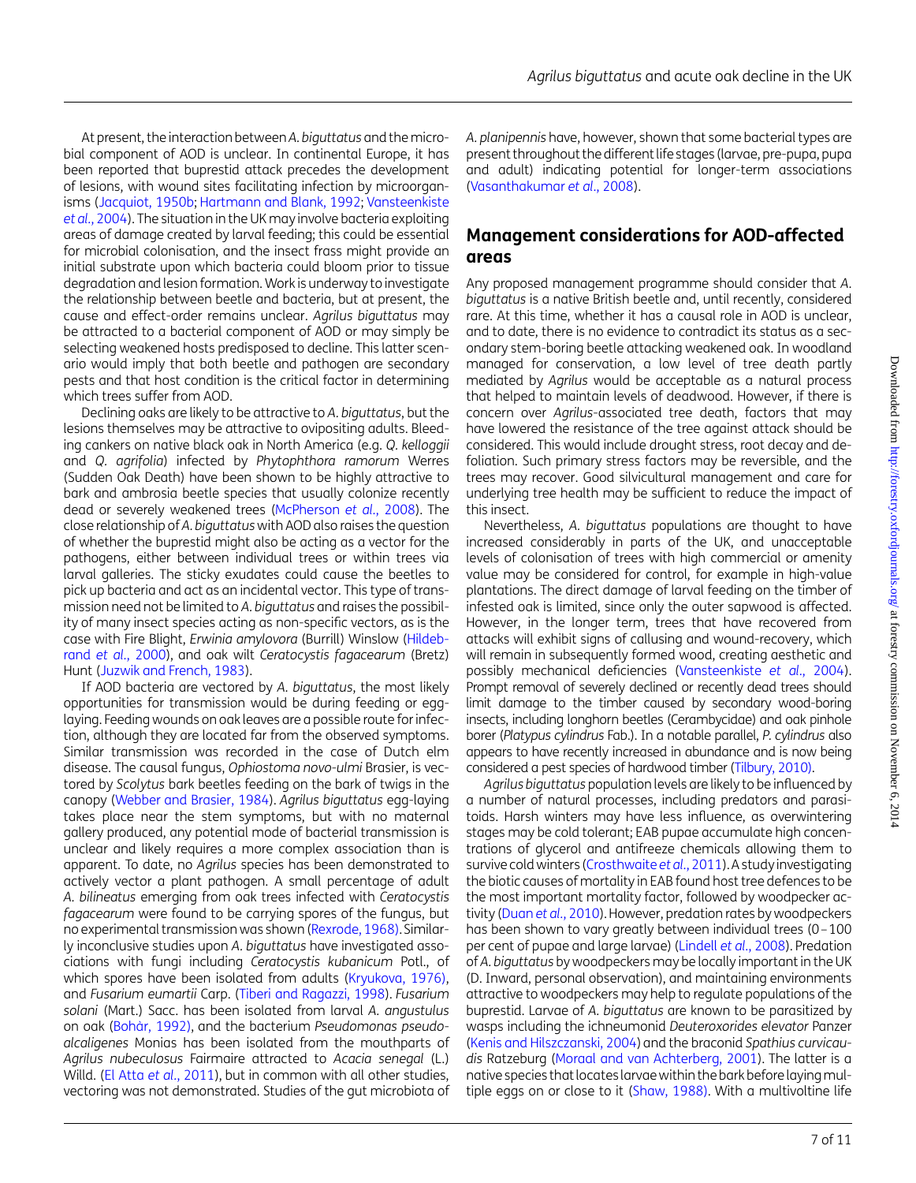At present, the interaction between *A. biguttatus* and the microbial component of AOD is unclear. In continental Europe, it has been reported that buprestid attack precedes the development of lesions, with wound sites facilitating infection by microorganisms (Jacquiot, 1950b; Hartmann and Blank, 1992; Vansteenkiste *et al.*, 2004). The situation in the UK may involve bacteria exploiting areas of damage created by larval feeding; this could be essential for microbial colonisation, and the insect frass might provide an initial substrate upon which bacteria could bloom prior to tissue degradation and lesion formation. Work is underway to investigate the relationship between beetle and bacteria, but at present, the cause and effect-order remains unclear. *Agrilus biguttatus* may be attracted to a bacterial component of AOD or may simply be selecting weakened hosts predisposed to decline. This latter scenario would imply that both beetle and pathogen are secondary pests and that host condition is the critical factor in determining which trees suffer from AOD.

Declining oaks are likely to be attractive to *A. biguttatus*, but the lesions themselves may be attractive to ovipositing adults. Bleeding cankers on native black oak in North America (e.g. *Q. kelloggii* and *Q. agrifolia*) infected by *Phytophthora ramorum* Werres (Sudden Oak Death) have been shown to be highly attractive to bark and ambrosia beetle species that usually colonize recently dead or severely weakened trees (McPherson *et al.*, 2008). The close relationship of *A. biguttatus* with AOD also raises the question of whether the buprestid might also be acting as a vector for the pathogens, either between individual trees or within trees via larval galleries. The sticky exudates could cause the beetles to pick up bacteria and act as an incidental vector. This type of transmission need not be limited to *A. biguttatus* and raises the possibility of many insect species acting as non-specific vectors, as is the case with Fire Blight, *Erwinia amylovora* (Burrill) Winslow (Hildebrand *et al.*, 2000), and oak wilt *Ceratocystis fagacearum* (Bretz) Hunt (Juzwik and French, 1983).

If AOD bacteria are vectored by *A. biguttatus*, the most likely opportunities for transmission would be during feeding or egg-laying. Feeding wounds on oak leaves are a possible route for infection, although they are located far from the observed symptoms. Similar transmission was recorded in the case of Dutch elm disease. The causal fungus, *Ophiostoma novo-ulmi* Brasier, is vectored by *Scolytus* bark beetles feeding on the bark of twigs in the canopy (Webber and Brasier, 1984). *Agrilus biguttatus* egg-laying takes place near the stem symptoms, but with no maternal gallery produced, any potential mode of bacterial transmission is unclear and likely requires a more complex association than is apparent. To date, no *Agrilus* species has been demonstrated to actively vector a plant pathogen. A small percentage of adult *A. bilineatus* emerging from oak trees infected with *Ceratocystis fagacearum* were found to be carrying spores of the fungus, but no experimental transmission was shown (Rexrode, 1968). Similarly inconclusive studies upon *A. biguttatus* have investigated associations with fungi including *Ceratocystis kubanicum* Potl., of which spores have been isolated from adults (Kryukova, 1976), and *Fusarium eumartii* Carp. (Tiberi and Ragazzi, 1998). *Fusarium solani* (Mart.) Sacc. has been isolated from larval *A. angustulus* on oak (Bohàr, 1992), and the bacterium *Pseudomonas pseudoalcaligenes* Monias has been isolated from the mouthparts of *Agrilus nubeculosus* Fairmaire attracted to *Acacia senegal* (L.) Willd. (El Atta *et al.*, 2011), but in common with all other studies, vectoring was not demonstrated. Studies of the gut microbiota of *A. planipennis* have, however, shown that some bacterial types are present throughout the different life stages (larvae, pre-pupa, pupa and adult) indicating potential for longer-term associations (Vasanthakumar *et al.*, 2008).

## Management considerations for AOD-affected areas

Any proposed management programme should consider that *A. biguttatus* is a native British beetle and, until recently, considered rare. At this time, whether it has a causal role in AOD is unclear, and to date, there is no evidence to contradict its status as a secondary stem-boring beetle attacking weakened oak. In woodland managed for conservation, a low level of tree death partly mediated by *Agrilus* would be acceptable as a natural process that helped to maintain levels of deadwood. However, if there is concern over *Agrilus*-associated tree death, factors that may have lowered the resistance of the tree against attack should be considered. This would include drought stress, root decay and defoliation. Such primary stress factors may be reversible, and the trees may recover. Good silvicultural management and care for underlying tree health may be sufficient to reduce the impact of this insect.

Nevertheless, *A. biguttatus* populations are thought to have increased considerably in parts of the UK, and unacceptable levels of colonisation of trees with high commercial or amenity value may be considered for control, for example in high-value plantations. The direct damage of larval feeding on the timber of infested oak is limited, since only the outer sapwood is affected. However, in the longer term, trees that have recovered from attacks will exhibit signs of callusing and wound-recovery, which will remain in subsequently formed wood, creating aesthetic and possibly mechanical deficiencies (Vansteenkiste *et al.*, 2004). Prompt removal of severely declined or recently dead trees should limit damage to the timber caused by secondary wood-boring insects, including longhorn beetles (Cerambycidae) and oak pinhole borer (*Platypus cylindrus* Fab.). In a notable parallel, *P. cylindrus* also appears to have recently increased in abundance and is now being considered a pest species of hardwood timber (Tilbury, 2010).

*Agrilus biguttatus* population levels are likely to be influenced by a number of natural processes, including predators and parasitoids. Harsh winters may have less influence, as overwintering stages may be cold tolerant; EAB pupae accumulate high concentrations of glycerol and antifreeze chemicals allowing them to survive cold winters (Crosthwaite *et al.*, 2011). A study investigating the biotic causes of mortality in EAB found host tree defences to be the most important mortality factor, followed by woodpecker activity (Duan *et al.*, 2010). However, predation rates by woodpeckers has been shown to vary greatly between individual trees (0–100 per cent of pupae and large larvae) (Lindell *et al.*, 2008). Predation of *A. biguttatus* by woodpeckers may be locally important in the UK (D. Inward, personal observation), and maintaining environments attractive to woodpeckers may help to regulate populations of the buprestid. Larvae of *A. biguttatus* are known to be parasitized by wasps including the ichneumonid *Deuteroxorides elevator* Panzer (Kenis and Hilszczanski, 2004) and the braconid *Spathius curvicaudis* Ratzeburg (Moraal and van Achterberg, 2001). The latter is a native species that locates larvae within the bark before laying multiple eggs on or close to it (Shaw, 1988). With a multivoltine life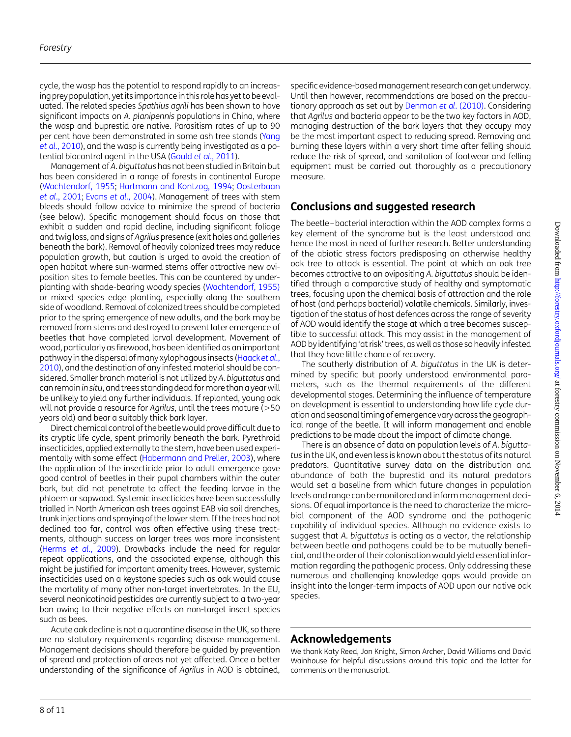cycle, the wasp has the potential to respond rapidly to an increasing prey population, yet its importance in this role has yet to be evaluated. The related species *Spathius agrili* has been shown to have significant impacts on *A. planipennis* populations in China, where the wasp and buprestid are native. Parasitism rates of up to 90 per cent have been demonstrated in some ash tree stands (Yang *et al*., 2010), and the wasp is currently being investigated as a potential biocontrol agent in the USA (Gould *et al*., 2011).

Management of *A. biguttatus* has not been studied in Britain but has been considered in a range of forests in continental Europe (Wachtendorf, 1955; Hartmann and Kontzog, 1994; Oosterbaan *et al*., 2001; Evans *et al*., 2004). Management of trees with stem bleeds should follow advice to minimize the spread of bacteria (see below). Specific management should focus on those that exhibit a sudden and rapid decline, including significant foliage and twig loss, and signs of *Agrilus* presence (exit holes and galleries beneath the bark). Removal of heavily colonized trees may reduce population growth, but caution is urged to avoid the creation of open habitat where sun-warmed stems offer attractive new oviposition sites to female beetles. This can be countered by underplanting with shade-bearing woody species (Wachtendorf, 1955) or mixed species edge planting, especially along the southern side of woodland. Removal of colonized trees should be completed prior to the spring emergence of new adults, and the bark may be removed from stems and destroyed to prevent later emergence of beetles that have completed larval development. Movement of wood, particularly as firewood, has been identified as an important pathway in the dispersal of many xylophagous insects (Haack *et al*., 2010), and the destination of any infested material should be considered. Smaller branch material is not utilized by *A. biguttatus* and can remain *in situ*, and trees standing dead for more than a year will be unlikely to yield any further individuals. If replanted, young oak will not provide a resource for *Agrilus*, until the trees mature (>50 years old) and bear a suitably thick bark layer.

Direct chemical control of the beetle would prove difficult due to its cryptic life cycle, spent primarily beneath the bark. Pyrethroid insecticides, applied externally to the stem, have been used experimentally with some effect (Habermann and Preller, 2003), where the application of the insecticide prior to adult emergence gave good control of beetles in their pupal chambers within the outer bark, but did not penetrate to affect the feeding larvae in the phloem or sapwood. Systemic insecticides have been successfully trialled in North American ash trees against EAB via soil drenches, trunk injections and spraying of the lower stem. If the trees had not declined too far, control was often effective using these treatments, although success on larger trees was more inconsistent (Herms *et al*., 2009). Drawbacks include the need for regular repeat applications, and the associated expense, although this might be justified for important amenity trees. However, systemic insecticides used on a keystone species such as oak would cause the mortality of many other non-target invertebrates. In the EU, several neonicotinoid pesticides are currently subject to a two-year ban owing to their negative effects on non-target insect species such as bees.

Acute oak decline is not a quarantine disease in the UK, so there are no statutory requirements regarding disease management. Management decisions should therefore be guided by prevention of spread and protection of areas not yet affected. Once a better understanding of the significance of *Agrilus* in AOD is obtained, specific evidence-based management research can get underway. Until then however, recommendations are based on the precautionary approach as set out by Denman *et al*. (2010). Considering that *Agrilus* and bacteria appear to be the two key factors in AOD, managing destruction of the bark layers that they occupy may be the most important aspect to reducing spread. Removing and burning these layers within a very short time after felling should reduce the risk of spread, and sanitation of footwear and felling equipment must be carried out thoroughly as a precautionary measure.

## Conclusions and suggested research

The beetle–bacterial interaction within the AOD complex forms a key element of the syndrome but is the least understood and hence the most in need of further research. Better understanding of the abiotic stress factors predisposing an otherwise healthy oak tree to attack is essential. The point at which an oak tree becomes attractive to an ovipositing *A. biguttatus* should be identified through a comparative study of healthy and symptomatic trees, focusing upon the chemical basis of attraction and the role of host (and perhaps bacterial) volatile chemicals. Similarly, investigation of the status of host defences across the range of severity of AOD would identify the stage at which a tree becomes susceptible to successful attack. This may assist in the management of AOD by identifying 'at risk' trees, as well as those so heavily infested that they have little chance of recovery.

The southerly distribution of *A. biguttatus* in the UK is determined by specific but poorly understood environmental parameters, such as the thermal requirements of the different developmental stages. Determining the influence of temperature on development is essential to understanding how life cycle duration and seasonal timing of emergence vary across the geographical range of the beetle. It will inform management and enable predictions to be made about the impact of climate change.

There is an absence of data on population levels of *A. biguttatus* in the UK, and even less is known about the status of its natural predators. Quantitative survey data on the distribution and abundance of both the buprestid and its natural predators would set a baseline from which future changes in population levels and range can be monitored and inform management decisions. Of equal importance is the need to characterize the microbial component of the AOD syndrome and the pathogenic capability of individual species. Although no evidence exists to suggest that *A. biguttatus* is acting as a vector, the relationship between beetle and pathogens could be to be mutually beneficial, and the order of their colonisation would yield essential information regarding the pathogenic process. Only addressing these numerous and challenging knowledge gaps would provide an insight into the longer-term impacts of AOD upon our native oak species.

## Acknowledgements

We thank Katy Reed, Jon Knight, Simon Archer, David Williams and David Wainhouse for helpful discussions around this topic and the latter for comments on the manuscript.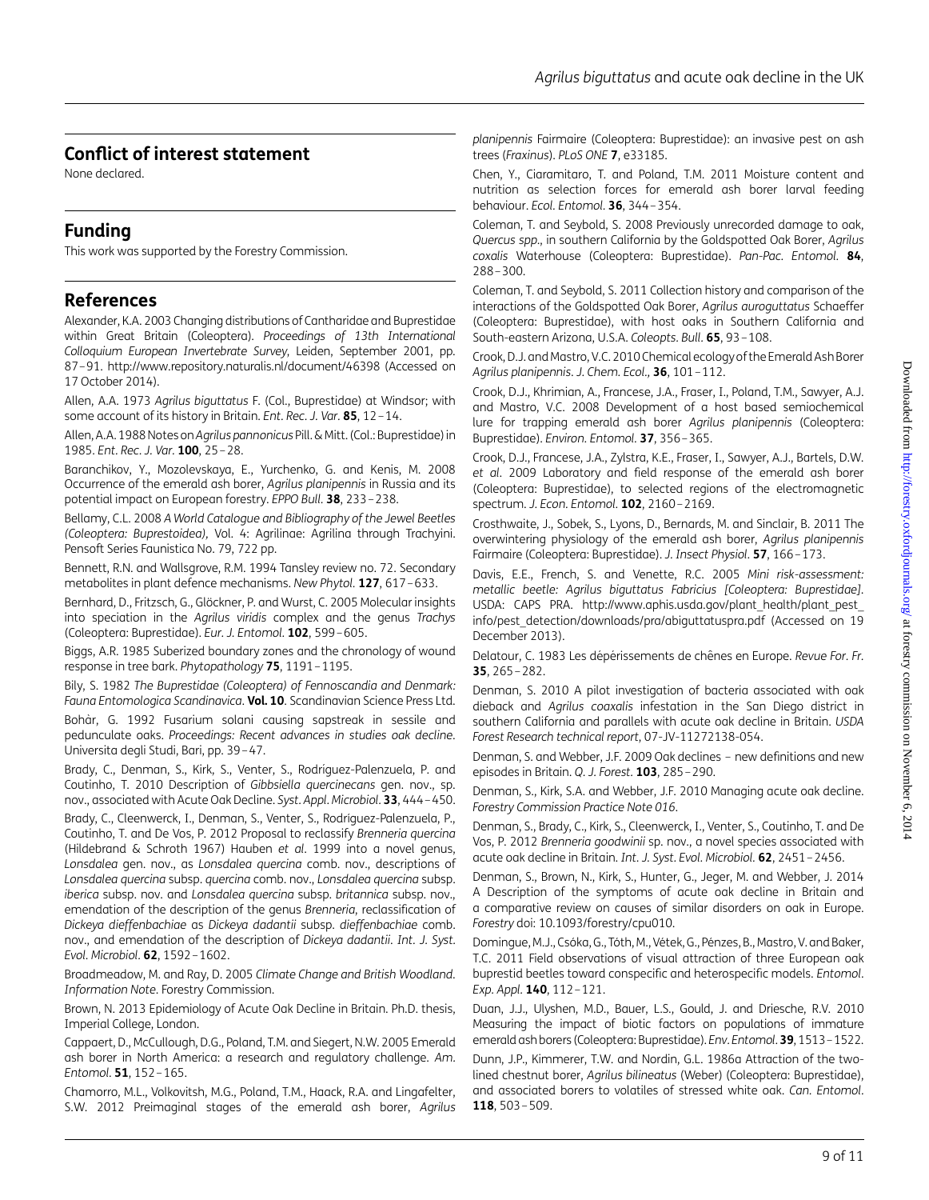## Conflict of interest statement

None declared.

## Funding

This work was supported by the Forestry Commission.

## References

Alexander, K.A. 2003 Changing distributions of Cantharidae and Buprestidae within Great Britain (Coleoptera). *Proceedings of 13th International Colloquium European Invertebrate Survey*, Leiden, September 2001, pp. 87–91. http://www.repository.naturalis.nl/document/46398 (Accessed on 17 October 2014).

Allen, A.A. 1973 *Agrilus biguttatus* F. (Col., Buprestidae) at Windsor; with some account of its history in Britain. *Ent. Rec. J. Var.* **85**, 12–14.

Allen, A.A. 1988 Notes on *Agrilus pannonicus* Pill. & Mitt. (Col.: Buprestidae) in 1985. *Ent. Rec. J. Var.* **100**, 25–28.

Baranchikov, Y., Mozolevskaya, E., Yurchenko, G. and Kenis, M. 2008 Occurrence of the emerald ash borer, *Agrilus planipennis* in Russia and its potential impact on European forestry. *EPPO Bull.* **38**, 233–238.

Bellamy, C.L. 2008 *A World Catalogue and Bibliography of the Jewel Beetles (Coleoptera: Buprestoidea)*, Vol. 4: Agrilinae: Agrilina through Trachyini. Pensoft Series Faunistica No. 79, 722 pp.

Bennett, R.N. and Wallsgrove, R.M. 1994 Tansley review no. 72. Secondary metabolites in plant defence mechanisms. *New Phytol.* **127**, 617–633.

Bernhard, D., Fritzsch, G., Glöckner, P. and Wurst, C. 2005 Molecular insights into speciation in the *Agrilus viridis* complex and the genus *Trachys* (Coleoptera: Buprestidae). *Eur. J. Entomol.* **102**, 599–605.

Biggs, A.R. 1985 Suberized boundary zones and the chronology of wound response in tree bark. *Phytopathology* **75**, 1191–1195.

Bily, S. 1982 *The Buprestidae (Coleoptera) of Fennoscandia and Denmark: Fauna Entomologica Scandinavica*. **Vol. 10**. Scandinavian Science Press Ltd.

Bohàr, G. 1992 Fusarium solani causing sapstreak in sessile and pedunculate oaks. *Proceedings: Recent advances in studies oak decline*. Universita degli Studi, Bari, pp. 39–47.

Brady, C., Denman, S., Kirk, S., Venter, S., Rodríguez-Palenzuela, P. and Coutinho, T. 2010 Description of *Gibbsiella quercinecans* gen. nov., sp. nov., associated with Acute Oak Decline. *Syst. Appl. Microbiol.* **33**, 444–450.

Brady, C., Cleenwerck, I., Denman, S., Venter, S., Rodríguez-Palenzuela, P., Coutinho, T. and De Vos, P. 2012 Proposal to reclassify *Brenneria quercina* (Hildebrand & Schroth 1967) Hauben *et al.* 1999 into a novel genus, *Lonsdalea* gen. nov., as *Lonsdalea quercina* comb. nov., descriptions of *Lonsdalea quercina* subsp. *quercina* comb. nov., *Lonsdalea quercina* subsp. *iberica* subsp. nov. and *Lonsdalea quercina* subsp. *britannica* subsp. nov., emendation of the description of the genus *Brenneria*, reclassification of *Dickeya dieffenbachiae* as *Dickeya dadantii* subsp. *dieffenbachiae* comb. nov., and emendation of the description of *Dickeya dadantii*. *Int. J. Syst. Evol. Microbiol.* **62**, 1592–1602.

Broadmeadow, M. and Ray, D. 2005 *Climate Change and British Woodland. Information Note*. Forestry Commission.

Brown, N. 2013 Epidemiology of Acute Oak Decline in Britain. Ph.D. thesis, Imperial College, London.

Cappaert, D., McCullough, D.G., Poland, T.M. and Siegert, N.W. 2005 Emerald ash borer in North America: a research and regulatory challenge. *Am. Entomol.* **51**, 152–165.

Chamorro, M.L., Volkovitsh, M.G., Poland, T.M., Haack, R.A. and Lingafelter, S.W. 2012 Preimaginal stages of the emerald ash borer, *Agrilus planipennis* Fairmaire (Coleoptera: Buprestidae): an invasive pest on ash trees (*Fraxinus*). *PLoS ONE* **7**, e33185.

Chen, Y., Ciaramitaro, T. and Poland, T.M. 2011 Moisture content and nutrition as selection forces for emerald ash borer larval feeding behaviour. *Ecol. Entomol.* **36**, 344–354.

Coleman, T. and Seybold, S. 2008 Previously unrecorded damage to oak, *Quercus spp*., in southern California by the Goldspotted Oak Borer, *Agrilus coxalis* Waterhouse (Coleoptera: Buprestidae). *Pan-Pac. Entomol.* **84**, 288–300.

Coleman, T. and Seybold, S. 2011 Collection history and comparison of the interactions of the Goldspotted Oak Borer, *Agrilus auroguttatus* Schaeffer (Coleoptera: Buprestidae) with host oaks in Southern California and South-eastern Arizona, U.S.A. *Coleopts. Bull.* **65**, 93–108.

Crook, D.J. and Mastro, V.C. 2010 Chemical ecology of the Emerald Ash Borer *Agrilus planipennis*. *J. Chem. Ecol.*, **36**, 101–112.

Crook, D.J., Khrimian, A., Francese, J.A., Fraser, I., Poland, T.M., Sawyer, A.J. and Mastro, V.C. 2008 Development of a host based semiochemical lure for trapping emerald ash borer *Agrilus planipennis* (Coleoptera: Buprestidae). *Environ. Entomol.* **37**, 356–365.

Crook, D.J., Francese, J.A., Zylstra, K.E., Fraser, I., Sawyer, A.J., Bartels, D.W. *et al.* 2009 Laboratory and field response of the emerald ash borer (Coleoptera: Buprestidae), to selected regions of the electromagnetic spectrum. *J. Econ. Entomol.* **102**, 2160–2169.

Crosthwaite, J., Sobek, S., Lyons, D., Bernards, M. and Sinclair, B. 2011 The overwintering physiology of the emerald ash borer, *Agrilus planipennis* Fairmaire (Coleoptera: Buprestidae). *J. Insect Physiol.* **57**, 166–173.

Davis, E.E., French, S. and Venette, R.C. 2005 *Mini risk-assessment: metallic beetle: Agrilus biguttatus Fabricius [Coleoptera: Buprestidae]*. USDA: CAPS PRA. http://www.aphis.usda.gov/plant_health/plant_pest_info/pest_detection/downloads/pra/abiguttatuspra.pdf (Accessed on 19 December 2013).

Delatour, C. 1983 Les dépérissements de chênes en Europe. *Revue For. Fr.* **35**, 265–282.

Denman, S. 2010 A pilot investigation of bacteria associated with oak dieback and *Agrilus coaxalis* infestation in the San Diego district in southern California and parallels with acute oak decline in Britain. *USDA Forest Research technical report*, 07-JV-11272138-054.

Denman, S. and Webber, J.F. 2009 Oak declines – new definitions and new episodes in Britain. *Q. J. Forest.* **103**, 285–290.

Denman, S., Kirk, S.A. and Webber, J.F. 2010 Managing acute oak decline. *Forestry Commission Practice Note 016*.

Denman, S., Brady, C., Kirk, S., Cleenwerck, I., Venter, S., Coutinho, T. and De Vos, P. 2012 *Brenneria goodwinii* sp. nov., a novel species associated with acute oak decline in Britain. *Int. J. Syst. Evol. Microbiol.* **62**, 2451–2456.

Denman, S., Brown, N., Kirk, S., Hunter, G., Jeger, M. and Webber, J. 2014 A Description of the symptoms of acute oak decline in Britain and a comparative review on causes of similar disorders on oak in Europe. *Forestry* doi: 10.1093/forestry/cpu010.

Domingue, M.J., Csóka, G., Tóth, M., Vétek, G., Pénzes, B., Mastro, V. and Baker, T.C. 2011 Field observations of visual attraction of three European oak buprestid beetles toward conspecific and heterospecific models. *Entomol. Exp. Appl.* **140**, 112–121.

Duan, J.J., Ulyshen, M.D., Bauer, L.S., Gould, J. and Driesche, R.V. 2010 Measuring the impact of biotic factors on populations of immature emerald ash borers (Coleoptera: Buprestidae). *Env. Entomol.* **39**, 1513–1522.

Dunn, J.P., Kimmerer, T.W. and Nordin, G.L. 1986a Attraction of the two-lined chestnut borer, *Agrilus bilineatus* (Weber) (Coleoptera: Buprestidae), and associated borers to volatiles of stressed white oak. *Can. Entomol.* **118**, 503–509.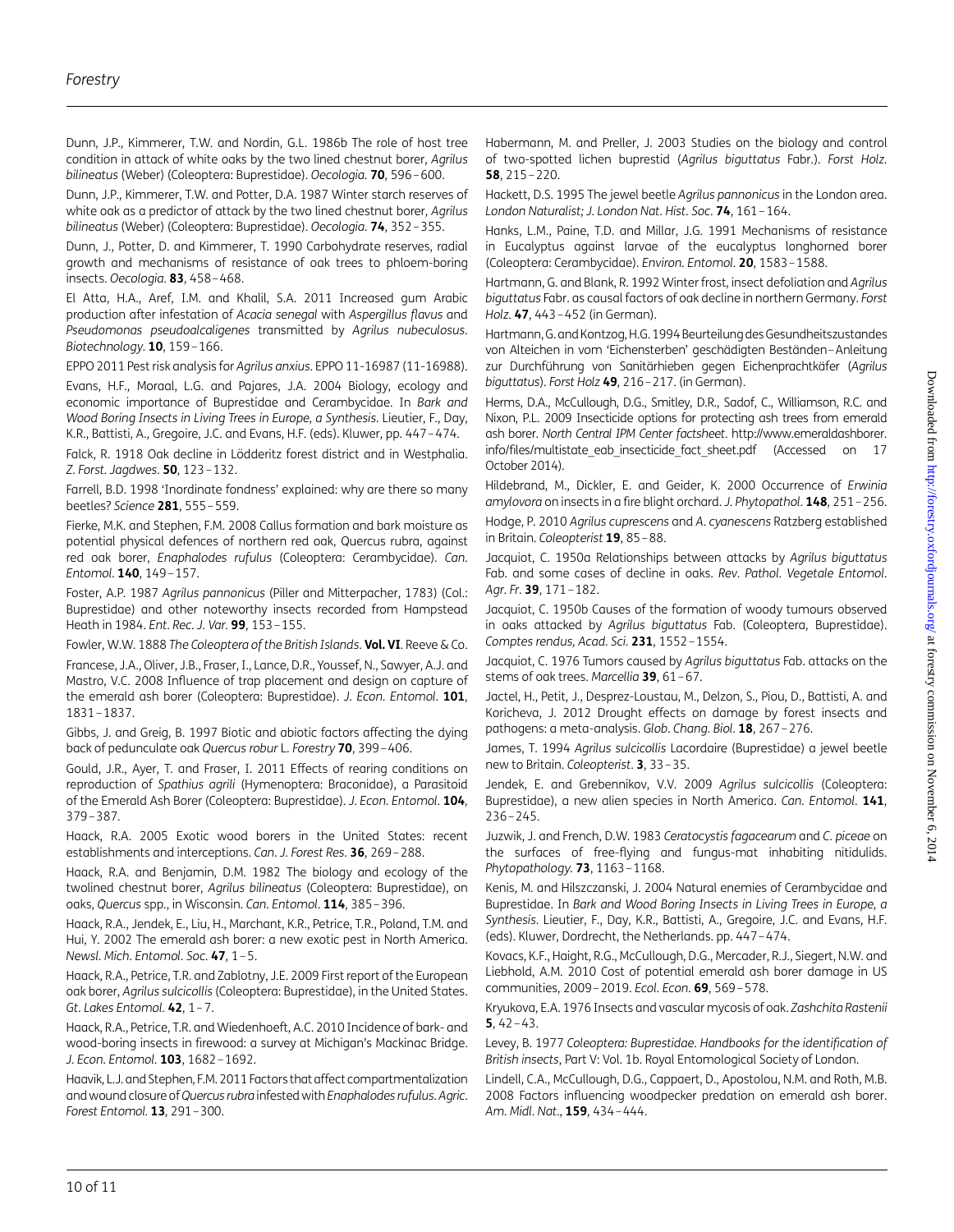Dunn, J.P., Kimmerer, T.W. and Nordin, G.L. 1986b The role of host tree condition in attack of white oaks by the two lined chestnut borer, *Agrilus bilineatus* (Weber) (Coleoptera: Buprestidae). *Oecologia.* **70**, 596–600.

Dunn, J.P., Kimmerer, T.W. and Potter, D.A. 1987 Winter starch reserves of white oak as a predictor of attack by the two lined chestnut borer, *Agrilus bilineatus* (Weber) (Coleoptera: Buprestidae). *Oecologia.* **74**, 352–355.

Dunn, J., Potter, D. and Kimmerer, T. 1990 Carbohydrate reserves, radial growth and mechanisms of resistance of oak trees to phloem-boring insects. *Oecologia.* **83**, 458–468.

El Atta, H.A., Aref, I.M. and Khalil, S.A. 2011 Increased gum Arabic production after infestation of *Acacia senegal* with *Aspergillus flavus* and *Pseudomonas pseudoalcaligenes* transmitted by *Agrilus nubeculosus*. *Biotechnology.* **10**, 159–166.

EPPO 2011 Pest risk analysis for *Agrilus anxius*. EPPO 11-16987 (11-16988).

Evans, H.F., Moraal, L.G. and Pajares, J.A. 2004 Biology, ecology and economic importance of Buprestidae and Cerambycidae. In *Bark and Wood Boring Insects in Living Trees in Europe, a Synthesis*. Lieutier, F., Day, K.R., Battisti, A., Gregoire, J.C. and Evans, H.F. (eds). Kluwer, pp. 447–474.

Falck, R. 1918 Oak decline in Lödderitz forest district and in Westphalia. *Z. Forst. Jagdwes.* **50**, 123–132.

Farrell, B.D. 1998 'Inordinate fondness' explained: why are there so many beetles? *Science* **281**, 555–559.

Fierke, M.K. and Stephen, F.M. 2008 Callus formation and bark moisture as potential physical defences of northern red oak, Quercus rubra, against red oak borer, *Enaphalodes rufulus* (Coleoptera: Cerambycidae). *Can. Entomol.* **140**, 149–157.

Foster, A.P. 1987 *Agrilus pannonicus* (Piller and Mitterpacher, 1783) (Col.: Buprestidae) and other noteworthy insects recorded from Hampstead Heath in 1984. *Ent. Rec. J. Var.* **99**, 153–155.

Fowler, W.W. 1888 *The Coleoptera of the British Islands.* **Vol. VI**. Reeve & Co.

Francese, J.A., Oliver, J.B., Fraser, I., Lance, D.R., Youssef, N., Sawyer, A.J. and Mastro, V.C. 2008 Influence of trap placement and design on capture of the emerald ash borer (Coleoptera: Buprestidae). *J. Econ. Entomol.* **101**, 1831–1837.

Gibbs, J. and Greig, B. 1997 Biotic and abiotic factors affecting the dying back of pedunculate oak *Quercus robur* L. *Forestry* **70**, 399–406.

Gould, J.R., Ayer, T. and Fraser, I. 2011 Effects of rearing conditions on reproduction of *Spathius agrili* (Hymenoptera: Braconidae), a Parasitoid of the Emerald Ash Borer (Coleoptera: Buprestidae). *J. Econ. Entomol.* **104**, 379–387.

Haack, R.A. 2005 Exotic wood borers in the United States: recent establishments and interceptions. *Can. J. Forest Res.* **36**, 269–288.

Haack, R.A. and Benjamin, D.M. 1982 The biology and ecology of the twolined chestnut borer, *Agrilus bilineatus* (Coleoptera: Buprestidae), on oaks, *Quercus* spp., in Wisconsin. *Can. Entomol.* **114**, 385–396.

Haack, R.A., Jendek, E., Liu, H., Marchant, K.R., Petrice, T.R., Poland, T.M. and Hui, Y. 2002 The emerald ash borer: a new exotic pest in North America. *Newsl. Mich. Entomol. Soc.* **47**, 1–5.

Haack, R.A., Petrice, T.R. and Zablotny, J.E. 2009 First report of the European oak borer, *Agrilus sulcicollis* (Coleoptera: Buprestidae), in the United States. *Gt. Lakes Entomol.* **42**, 1–7.

Haack, R.A., Petrice, T.R. and Wiedenhoeft, A.C. 2010 Incidence of bark- and wood-boring insects in firewood: a survey at Michigan's Mackinac Bridge. *J. Econ. Entomol.* **103**, 1682–1692.

Haavik, L.J. and Stephen, F.M. 2011 Factors that affect compartmentalization and wound closure of *Quercus rubra* infested with *Enaphalodes rufulus*. *Agric. Forest Entomol.* **13**, 291–300.

Habermann, M. and Preller, J. 2003 Studies on the biology and control of two-spotted lichen buprestid (*Agrilus biguttatus* Fabr.). *Forst Holz.* **58**, 215–220.

Hackett, D.S. 1995 The jewel beetle *Agrilus pannonicus* in the London area. *London Naturalist; J. London Nat. Hist. Soc.* **74**, 161–164.

Hanks, L.M., Paine, T.D. and Millar, J.G. 1991 Mechanisms of resistance in Eucalyptus against larvae of the eucalyptus longhorned borer (Coleoptera: Cerambycidae). *Environ. Entomol.* **20**, 1583–1588.

Hartmann, G. and Blank, R. 1992 Winter frost, insect defoliation and *Agrilus biguttatus* Fabr. as causal factors of oak decline in northern Germany. *Forst Holz.* **47**, 443–452 (in German).

Hartmann, G. and Kontzog, H.G. 1994 Beurteilung des Gesundheitszustandes von Alteichen in vom 'Eichensterben' geschädigten Beständen–Anleitung zur Durchführung von Sanitärhieben gegen Eichenprachtkäfer (*Agrilus biguttatus*). *Forst Holz* **49**, 216–217. (in German).

Herms, D.A., McCullough, D.G., Smitley, D.R., Sadof, C., Williamson, R.C. and Nixon, P.L. 2009 Insecticide options for protecting ash trees from emerald ash borer. *North Central IPM Center factsheet*. http://www.emeraldashborer.info/files/multistate_eab_insecticide_fact_sheet.pdf (Accessed on 17 October 2014).

Hildebrand, M., Dickler, E. and Geider, K. 2000 Occurrence of *Erwinia amylovora* on insects in a fire blight orchard. *J. Phytopathol.* **148**, 251–256.

Hodge, P. 2010 *Agrilus cuprescens* and *A. cyanescens* Ratzberg established in Britain. *Coleopterist* **19**, 85–88.

Jacquiot, C. 1950a Relationships between attacks by *Agrilus biguttatus* Fab. and some cases of decline in oaks. *Rev. Pathol. Vegetale Entomol. Agr. Fr.* **39**, 171–182.

Jacquiot, C. 1950b Causes of the formation of woody tumours observed in oaks attacked by *Agrilus biguttatus* Fab. (Coleoptera, Buprestidae). *Comptes rendus, Acad. Sci.* **231**, 1552–1554.

Jacquiot, C. 1976 Tumors caused by *Agrilus biguttatus* Fab. attacks on the stems of oak trees. *Marcellia* **39**, 61–67.

Jactel, H., Petit, J., Desprez-Loustau, M., Delzon, S., Piou, D., Battisti, A. and Koricheva, J. 2012 Drought effects on damage by forest insects and pathogens: a meta-analysis. *Glob. Chang. Biol.* **18**, 267–276.

James, T. 1994 *Agrilus sulcicollis* Lacordaire (Buprestidae) a jewel beetle new to Britain. *Coleopterist.* **3**, 33–35.

Jendek, E. and Grebennikov, V.V. 2009 *Agrilus sulcicollis* (Coleoptera: Buprestidae), a new alien species in North America. *Can. Entomol.* **141**, 236–245.

Juzwik, J. and French, D.W. 1983 *Ceratocystis fagacearum* and *C. piceae* on the surfaces of free-flying and fungus-mat inhabiting nitidulids. *Phytopathology.* **73**, 1163–1168.

Kenis, M. and Hilszczanski, J. 2004 Natural enemies of Cerambycidae and Buprestidae. In *Bark and Wood Boring Insects in Living Trees in Europe, a Synthesis*. Lieutier, F., Day, K.R., Battisti, A., Gregoire, J.C. and Evans, H.F. (eds). Kluwer, Dordrecht, the Netherlands. pp. 447–474.

Kovacs, K.F., Haight, R.G., McCullough, D.G., Mercader, R.J., Siegert, N.W. and Liebhold, A.M. 2010 Cost of potential emerald ash borer damage in US communities, 2009–2019. *Ecol. Econ.* **69**, 569–578.

Kryukova, E.A. 1976 Insects and vascular mycosis of oak. *Zashchita Rastenii* **5**, 42–43.

Levey, B. 1977 *Coleoptera: Buprestidae. Handbooks for the identification of British insects*, Part V: Vol. 1b. Royal Entomological Society of London.

Lindell, C.A., McCullough, D.G., Cappaert, D., Apostolou, N.M. and Roth, M.B. 2008 Factors influencing woodpecker predation on emerald ash borer. *Am. Midl. Nat.*, **159**, 434–444.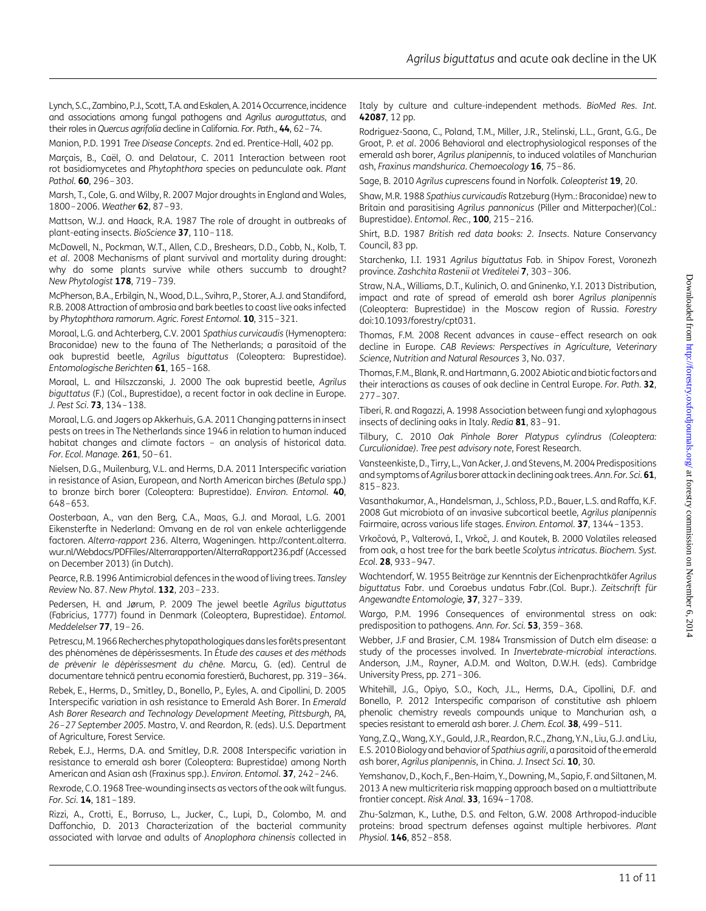Lynch, S.C., Zambino, P.J., Scott, T.A. and Eskalen, A. 2014 Occurrence, incidence and associations among fungal pathogens and *Agrilus auroguttatus*, and their roles in *Quercus agrifolia* decline in California. *For. Path.*, **44**, 62–74.

Manion, P.D. 1991 *Tree Disease Concepts*. 2nd ed. Prentice-Hall, 402 pp.

Marçais, B., Caël, O. and Delatour, C. 2011 Interaction between root rot basidiomycetes and *Phytophthora* species on pedunculate oak. *Plant Pathol.* **60**, 296–303.

Marsh, T., Cole, G. and Wilby, R. 2007 Major droughts in England and Wales, 1800–2006. *Weather* **62**, 87–93.

Mattson, W.J. and Haack, R.A. 1987 The role of drought in outbreaks of plant-eating insects. *BioScience* **37**, 110–118.

McDowell, N., Pockman, W.T., Allen, C.D., Breshears, D.D., Cobb, N., Kolb, T. *et al.* 2008 Mechanisms of plant survival and mortality during drought: why do some plants survive while others succumb to drought? *New Phytologist* **178**, 719–739.

McPherson, B.A., Erbilgin, N., Wood, D.L., Svihra, P., Storer, A.J. and Standiford, R.B. 2008 Attraction of ambrosia and bark beetles to coast live oaks infected by *Phytophthora ramorum*. *Agric. Forest Entomol.* **10**, 315–321.

Moraal, L.G. and Achterberg, C.V. 2001 *Spathius curvicaudis* (Hymenoptera: Braconidae) new to the fauna of The Netherlands; a parasitoid of the oak buprestid beetle, *Agrilus biguttatus* (Coleoptera: Buprestidae). *Entomologische Berichten* **61**, 165–168.

Moraal, L. and Hilszczanski, J. 2000 The oak buprestid beetle, *Agrilus biguttatus* (F.) (Col., Buprestidae), a recent factor in oak decline in Europe. *J. Pest Sci.* **73**, 134–138.

Moraal, L.G. and Jagers op Akkerhuis, G.A. 2011 Changing patterns in insect pests on trees in The Netherlands since 1946 in relation to human induced habitat changes and climate factors – an analysis of historical data. *For. Ecol. Manage.* **261**, 50–61.

Nielsen, D.G., Muilenburg, V.L. and Herms, D.A. 2011 Interspecific variation in resistance of Asian, European, and North American birches (*Betula* spp.) to bronze birch borer (Coleoptera: Buprestidae). *Environ. Entomol.* **40**, 648–653.

Oosterbaan, A., van den Berg, C.A., Maas, G.J. and Moraal, L.G. 2001 Eikensterfte in Nederland: Omvang en de rol van enkele achterliggende factoren. *Alterra-rapport* 236. Alterra, Wageningen. http://content.alterra.wur.nl/Webdocs/PDFFiles/Alterrarapporten/AlterraRapport236.pdf (Accessed on December 2013) (in Dutch).

Pearce, R.B. 1996 Antimicrobial defences in the wood of living trees. *Tansley Review* No. 87. *New Phytol.* **132**, 203–233.

Pedersen, H. and Jørum, P. 2009 The jewel beetle *Agrilus biguttatus* (Fabricius, 1777) found in Denmark (Coleoptera, Buprestidae). *Entomol. Meddelelser* **77**, 19–26.

Petrescu, M. 1966 Recherches phytopathologiques dans les forêts presentant des phénomènes de dépérissesments. In *Étude des causes et des méthods de prévenir le dépérissesment du chêne*. Marcu, G. (ed). Centrul de documentare tehnică pentru economia forestieră, Bucharest, pp. 319–364.

Rebek, E., Herms, D., Smitley, D., Bonello, P., Eyles, A. and Cipollini, D. 2005 Interspecific variation in ash resistance to Emerald Ash Borer. In *Emerald Ash Borer Research and Technology Development Meeting, Pittsburgh, PA, 26–27 September 2005*. Mastro, V. and Reardon, R. (eds). U.S. Department of Agriculture, Forest Service.

Rebek, E.J., Herms, D.A. and Smitley, D.R. 2008 Interspecific variation in resistance to emerald ash borer (Coleoptera: Buprestidae) among North American and Asian ash (Fraxinus spp.). *Environ. Entomol.* **37**, 242–246.

Rexrode, C.O. 1968 Tree-wounding insects as vectors of the oak wilt fungus. *For. Sci.* **14**, 181–189.

Rizzi, A., Crotti, E., Borruso, L., Jucker, C., Lupi, D., Colombo, M. and Daffonchio, D. 2013 Characterization of the bacterial community associated with larvae and adults of *Anoplophora chinensis* collected in Italy by culture and culture-independent methods. *BioMed Res. Int.* **42087**, 12 pp.

Rodriguez-Saona, C., Poland, T.M., Miller, J.R., Stelinski, L.L., Grant, G.G., De Groot, P. *et al.* 2006 Behavioral and electrophysiological responses of the emerald ash borer, *Agrilus planipennis*, to induced volatiles of Manchurian ash, *Fraxinus mandshurica*. *Chemoecology* **16**, 75–86.

Sage, B. 2010 *Agrilus cupreseens* found in Norfolk. *Coleopterist* **19**, 20.

Shaw, M.R. 1988 *Spathius curvicaudis* Ratzeburg (Hym.: Braconidae) new to Britain and parasitising *Agrilus pannonicus* (Piller and Mitterpacher)(Col.: Buprestidae). *Entomol. Rec.*, **100**, 215–216.

Shirt, B.D. 1987 *British red data books: 2. Insects*. Nature Conservancy Council, 83 pp.

Starchenko, I.I. 1931 *Agrilus biguttatus* Fab. in Shipov Forest, Voronezh province. *Zashchita Rastenii ot Vreditelei* **7**, 303–306.

Straw, N.A., Williams, D.T., Kulinich, O. and Gninenko, Y.I. 2013 Distribution, impact and rate of spread of emerald ash borer *Agrilus planipennis* (Coleoptera: Buprestidae) in the Moscow region of Russia. *Forestry* doi:10.1093/forestry/cpt031.

Thomas, F.M. 2008 Recent advances in cause–effect research on oak decline in Europe. *CAB Reviews: Perspectives in Agriculture, Veterinary Science, Nutrition and Natural Resources* 3, No. 037.

Thomas, F.M., Blank, R. and Hartmann, G. 2002 Abiotic and biotic factors and their interactions as causes of oak decline in Central Europe. *For. Path.* **32**, 277–307.

Tiberi, R. and Ragazzi, A. 1998 Association between fungi and xylophagous insects of declining oaks in Italy. *Redia* **81**, 83–91.

Tilbury, C. 2010 *Oak Pinhole Borer Platypus cylindrus (Coleoptera: Curculionidae). Tree pest advisory note*, Forest Research.

Vansteenkiste, D., Tirry, L., Van Acker, J. and Stevens, M. 2004 Predispositions and symptoms of *Agrilus* borer attack in declining oak trees. *Ann. For. Sci.* **61**, 815–823.

Vasanthakumar, A., Handelsman, J., Schloss, P.D., Bauer, L.S. and Raffa, K.F. 2008 Gut microbiota of an invasive subcortical beetle, *Agrilus planipennis* Fairmaire, across various life stages. *Environ. Entomol.* **37**, 1344–1353.

Vrkočová, P., Valterová, I., Vrkoč, J. and Koutek, B. 2000 Volatiles released from oak, a host tree for the bark beetle *Scolytus intricatus*. *Biochem. Syst. Ecol.* **28**, 933–947.

Wachtendorf, W. 1955 Beiträge zur Kenntnis der Eichenprachtkäfer *Agrilus biguttatus* Fabr. und Coraebus undatus Fabr.(Col. Bupr.). *Zeitschrift für Angewandte Entomologie*, **37**, 327–339.

Wargo, P.M. 1996 Consequences of environmental stress on oak: predisposition to pathogens. *Ann. For. Sci.* **53**, 359–368.

Webber, J.F and Brasier, C.M. 1984 Transmission of Dutch elm disease: a study of the processes involved. In *Invertebrate-microbial interactions*. Anderson, J.M., Rayner, A.D.M. and Walton, D.W.H. (eds). Cambridge University Press, pp. 271–306.

Whitehill, J.G., Opiyo, S.O., Koch, J.L., Herms, D.A., Cipollini, D.F. and Bonello, P. 2012 Interspecific comparison of constitutive ash phloem phenolic chemistry reveals compounds unique to Manchurian ash, a species resistant to emerald ash borer. *J. Chem. Ecol.* **38**, 499–511.

Yang, Z.Q., Wang, X.Y., Gould, J.R., Reardon, R.C., Zhang, Y.N., Liu, G.J. and Liu, E.S. 2010 Biology and behavior of *Spathius agrili*, a parasitoid of the emerald ash borer, *Agrilus planipennis*, in China. *J. Insect Sci.* **10**, 30.

Yemshanov, D., Koch, F., Ben-Haim, Y., Downing, M., Sapio, F. and Siltanen, M. 2013 A new multicriteria risk mapping approach based on a multiattribute frontier concept. *Risk Anal.* **33**, 1694–1708.

Zhu-Salzman, K., Luthe, D.S. and Felton, G.W. 2008 Arthropod-inducible proteins: broad spectrum defenses against multiple herbivores. *Plant Physiol.* **146**, 852–858.